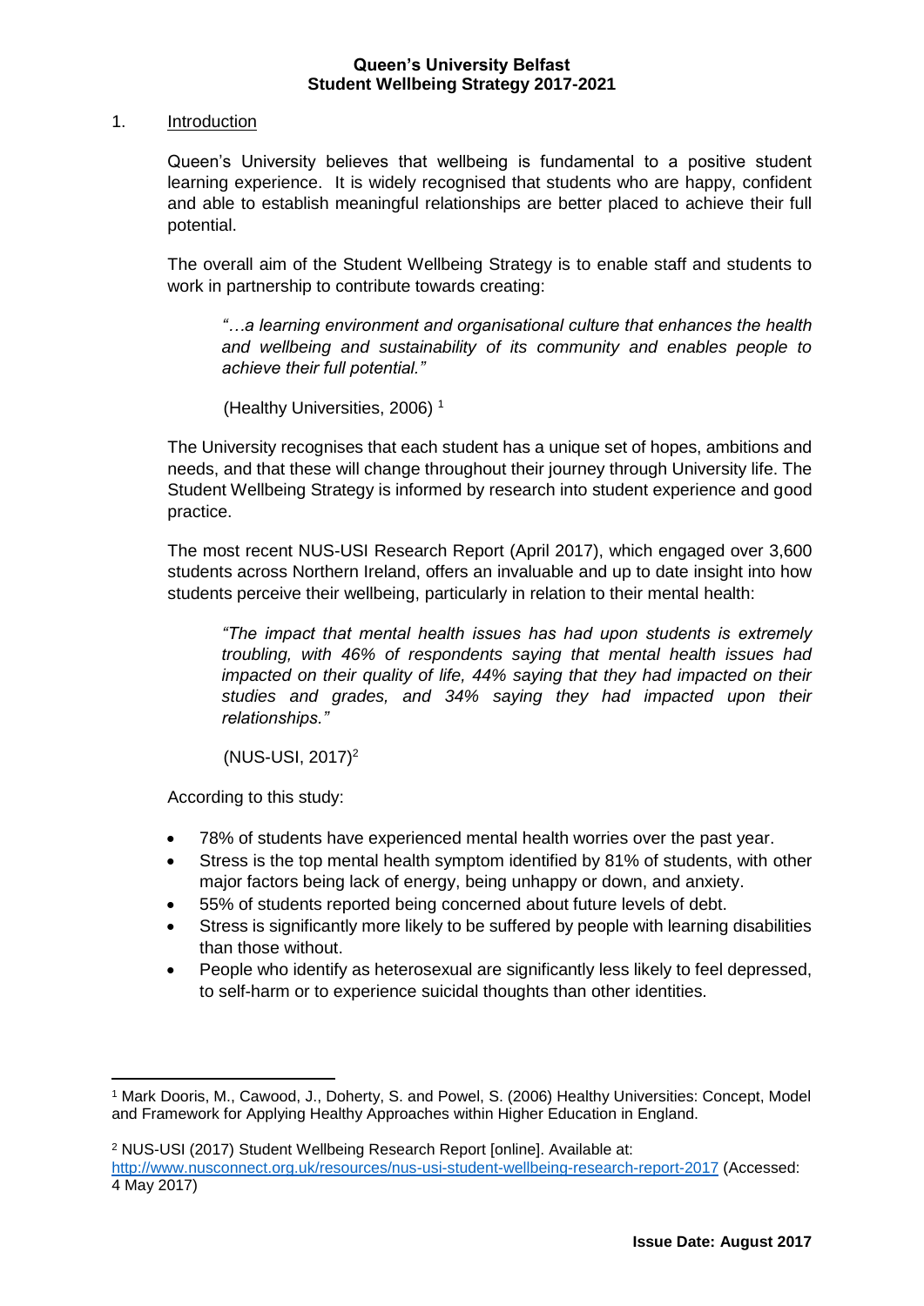# Queen's University Belfast
## Student Wellbeing Strategy 2017-2021

## 1. Introduction

Queen's University believes that wellbeing is fundamental to a positive student learning experience. It is widely recognised that students who are happy, confident and able to establish meaningful relationships are better placed to achieve their full potential.

The overall aim of the Student Wellbeing Strategy is to enable staff and students to work in partnership to contribute towards creating:

> *"…a learning environment and organisational culture that enhances the health and wellbeing and sustainability of its community and enables people to achieve their full potential."*
>
> (Healthy Universities, 2006) [1]

The University recognises that each student has a unique set of hopes, ambitions and needs, and that these will change throughout their journey through University life. The Student Wellbeing Strategy is informed by research into student experience and good practice.

The most recent NUS-USI Research Report (April 2017), which engaged over 3,600 students across Northern Ireland, offers an invaluable and up to date insight into how students perceive their wellbeing, particularly in relation to their mental health:

> *"The impact that mental health issues has had upon students is extremely troubling, with 46% of respondents saying that mental health issues had impacted on their quality of life, 44% saying that they had impacted on their studies and grades, and 34% saying they had impacted upon their relationships."*
>
> (NUS-USI, 2017)[2]

According to this study:

- 78% of students have experienced mental health worries over the past year.
- Stress is the top mental health symptom identified by 81% of students, with other major factors being lack of energy, being unhappy or down, and anxiety.
- 55% of students reported being concerned about future levels of debt.
- Stress is significantly more likely to be suffered by people with learning disabilities than those without.
- People who identify as heterosexual are significantly less likely to feel depressed, to self-harm or to experience suicidal thoughts than other identities.

---

[1] Mark Dooris, M., Cawood, J., Doherty, S. and Powel, S. (2006) Healthy Universities: Concept, Model and Framework for Applying Healthy Approaches within Higher Education in England.

[2] NUS-USI (2017) Student Wellbeing Research Report [online]. Available at: http://www.nusconnect.org.uk/resources/nus-usi-student-wellbeing-research-report-2017 (Accessed: 4 May 2017)

**Issue Date: August 2017**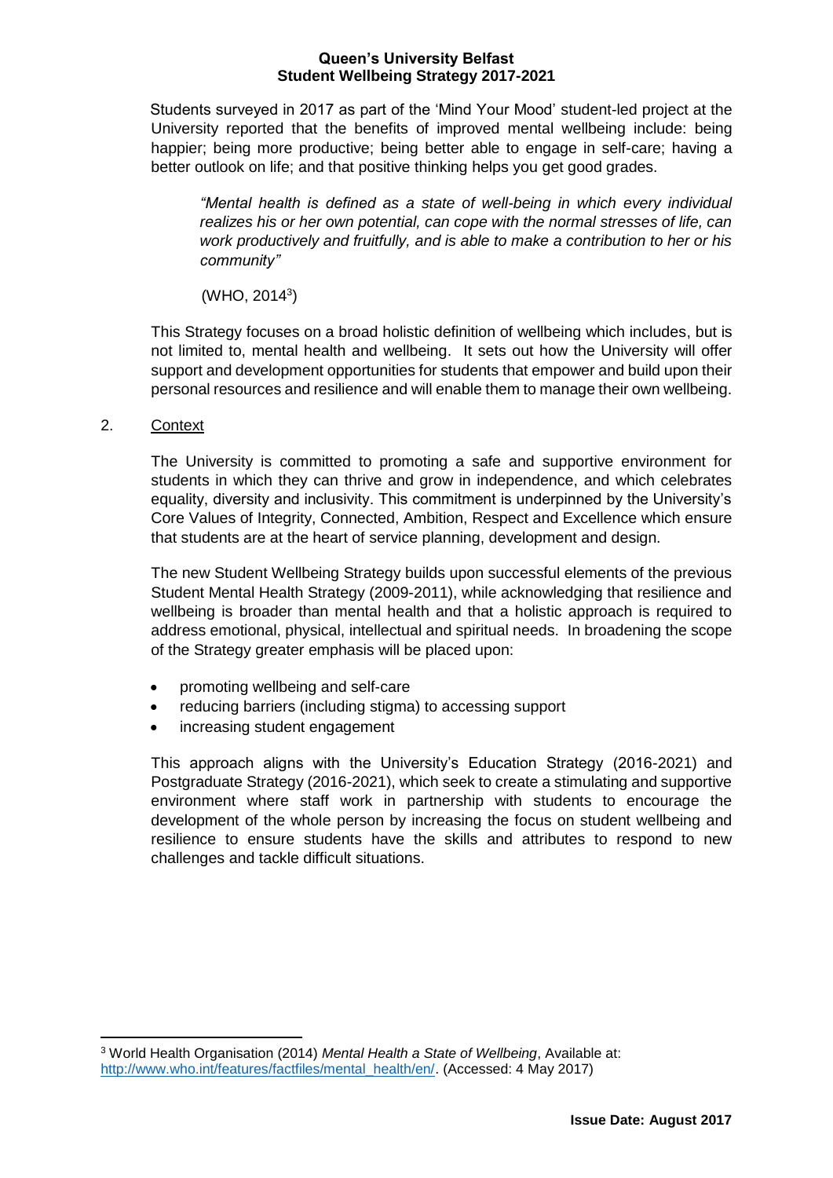Students surveyed in 2017 as part of the 'Mind Your Mood' student-led project at the University reported that the benefits of improved mental wellbeing include: being happier; being more productive; being better able to engage in self-care; having a better outlook on life; and that positive thinking helps you get good grades.

> *"Mental health is defined as a state of well-being in which every individual realizes his or her own potential, can cope with the normal stresses of life, can work productively and fruitfully, and is able to make a contribution to her or his community"*
>
> (WHO, 2014[3])

This Strategy focuses on a broad holistic definition of wellbeing which includes, but is not limited to, mental health and wellbeing. It sets out how the University will offer support and development opportunities for students that empower and build upon their personal resources and resilience and will enable them to manage their own wellbeing.

## 2. Context

The University is committed to promoting a safe and supportive environment for students in which they can thrive and grow in independence, and which celebrates equality, diversity and inclusivity. This commitment is underpinned by the University's Core Values of Integrity, Connected, Ambition, Respect and Excellence which ensure that students are at the heart of service planning, development and design.

The new Student Wellbeing Strategy builds upon successful elements of the previous Student Mental Health Strategy (2009-2011), while acknowledging that resilience and wellbeing is broader than mental health and that a holistic approach is required to address emotional, physical, intellectual and spiritual needs. In broadening the scope of the Strategy greater emphasis will be placed upon:

- promoting wellbeing and self-care
- reducing barriers (including stigma) to accessing support
- increasing student engagement

This approach aligns with the University's Education Strategy (2016-2021) and Postgraduate Strategy (2016-2021), which seek to create a stimulating and supportive environment where staff work in partnership with students to encourage the development of the whole person by increasing the focus on student wellbeing and resilience to ensure students have the skills and attributes to respond to new challenges and tackle difficult situations.

---

[3] World Health Organisation (2014) *Mental Health a State of Wellbeing*, Available at: http://www.who.int/features/factfiles/mental_health/en/. (Accessed: 4 May 2017)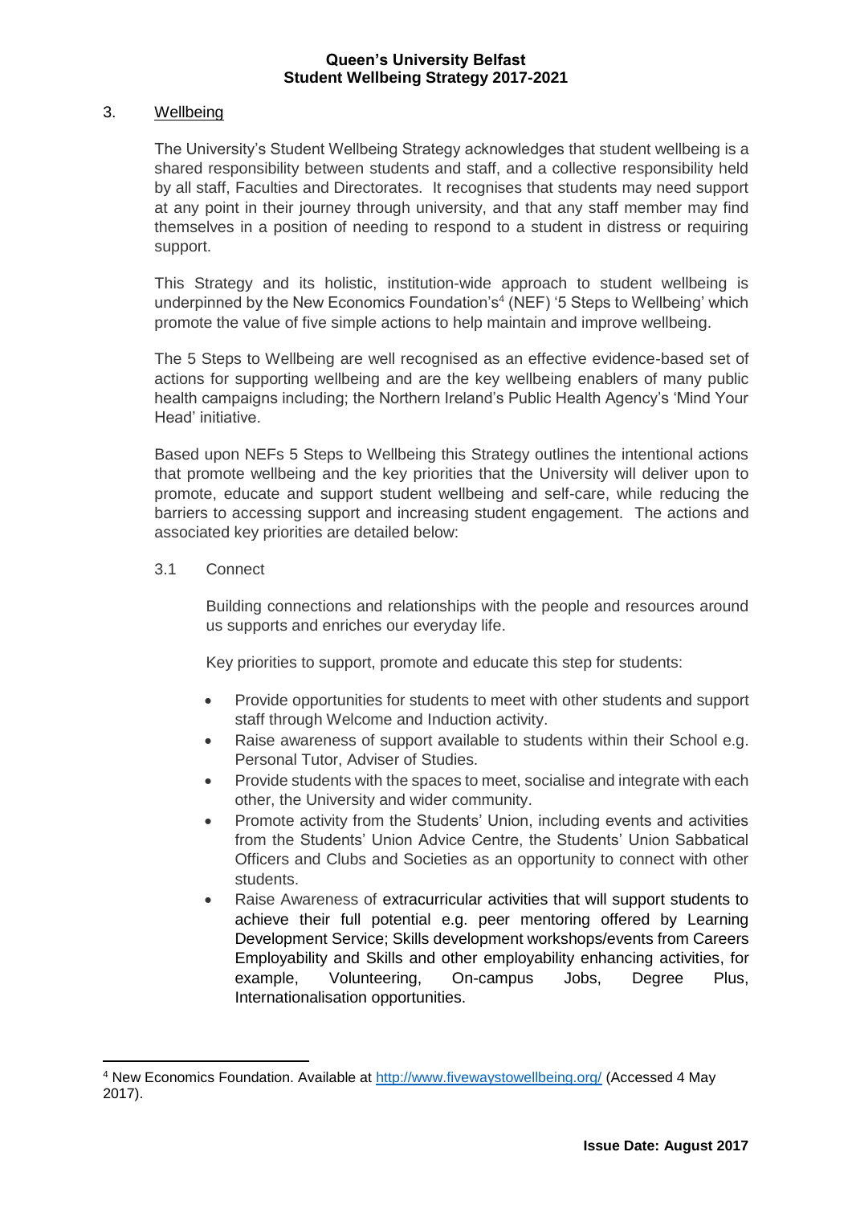## 3. Wellbeing

The University's Student Wellbeing Strategy acknowledges that student wellbeing is a shared responsibility between students and staff, and a collective responsibility held by all staff, Faculties and Directorates. It recognises that students may need support at any point in their journey through university, and that any staff member may find themselves in a position of needing to respond to a student in distress or requiring support.

This Strategy and its holistic, institution-wide approach to student wellbeing is underpinned by the New Economics Foundation's[4] (NEF) '5 Steps to Wellbeing' which promote the value of five simple actions to help maintain and improve wellbeing.

The 5 Steps to Wellbeing are well recognised as an effective evidence-based set of actions for supporting wellbeing and are the key wellbeing enablers of many public health campaigns including; the Northern Ireland's Public Health Agency's 'Mind Your Head' initiative.

Based upon NEFs 5 Steps to Wellbeing this Strategy outlines the intentional actions that promote wellbeing and the key priorities that the University will deliver upon to promote, educate and support student wellbeing and self-care, while reducing the barriers to accessing support and increasing student engagement. The actions and associated key priorities are detailed below:

### 3.1 Connect

Building connections and relationships with the people and resources around us supports and enriches our everyday life.

Key priorities to support, promote and educate this step for students:

- Provide opportunities for students to meet with other students and support staff through Welcome and Induction activity.
- Raise awareness of support available to students within their School e.g. Personal Tutor, Adviser of Studies.
- Provide students with the spaces to meet, socialise and integrate with each other, the University and wider community.
- Promote activity from the Students' Union, including events and activities from the Students' Union Advice Centre, the Students' Union Sabbatical Officers and Clubs and Societies as an opportunity to connect with other students.
- Raise Awareness of extracurricular activities that will support students to achieve their full potential e.g. peer mentoring offered by Learning Development Service; Skills development workshops/events from Careers Employability and Skills and other employability enhancing activities, for example, Volunteering, On-campus Jobs, Degree Plus, Internationalisation opportunities.

---

[4] New Economics Foundation. Available at http://www.fivewaystowellbeing.org/ (Accessed 4 May 2017).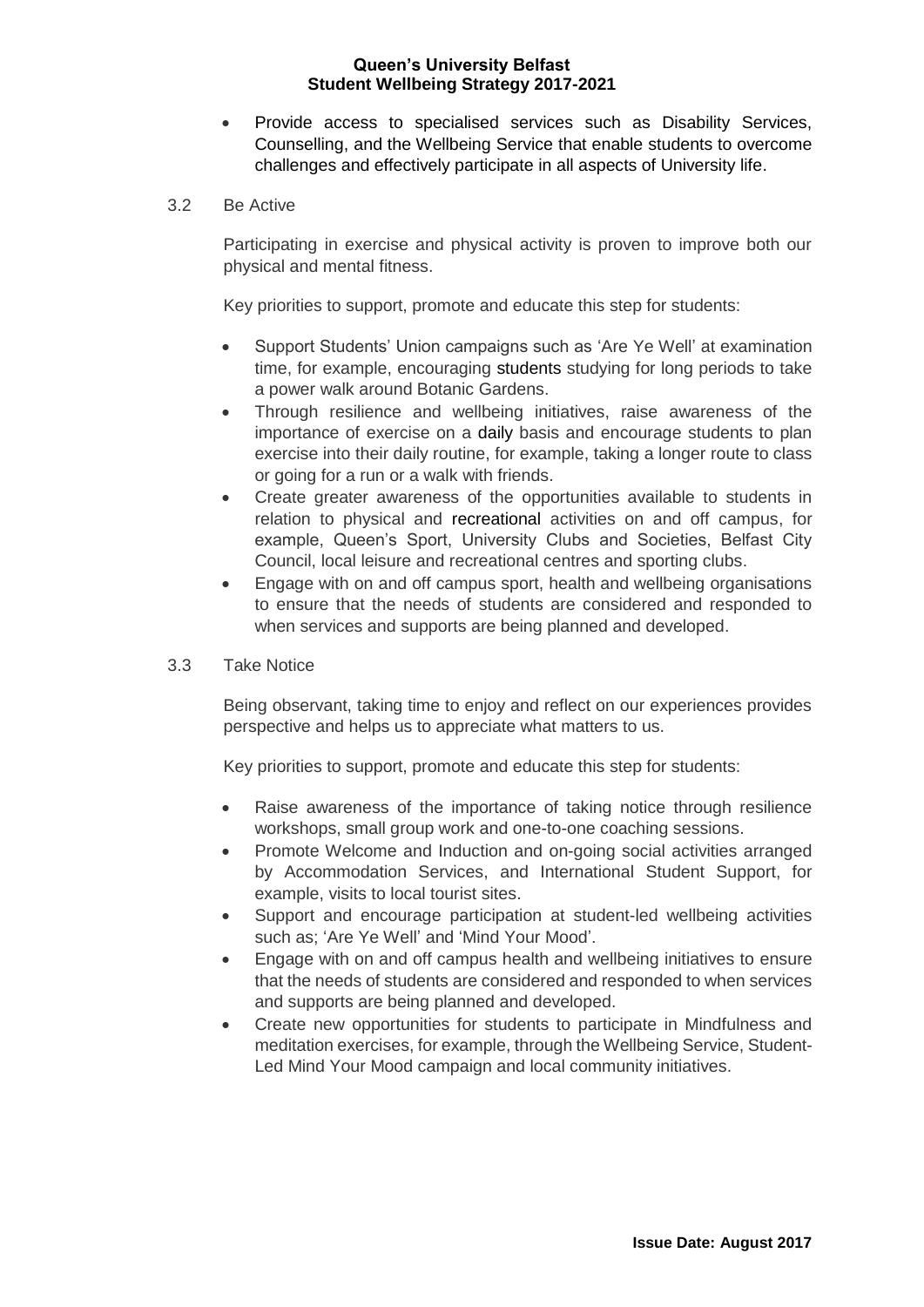- Provide access to specialised services such as Disability Services, Counselling, and the Wellbeing Service that enable students to overcome challenges and effectively participate in all aspects of University life.

### 3.2 Be Active

Participating in exercise and physical activity is proven to improve both our physical and mental fitness.

Key priorities to support, promote and educate this step for students:

- Support Students' Union campaigns such as 'Are Ye Well' at examination time, for example, encouraging students studying for long periods to take a power walk around Botanic Gardens.
- Through resilience and wellbeing initiatives, raise awareness of the importance of exercise on a daily basis and encourage students to plan exercise into their daily routine, for example, taking a longer route to class or going for a run or a walk with friends.
- Create greater awareness of the opportunities available to students in relation to physical and recreational activities on and off campus, for example, Queen's Sport, University Clubs and Societies, Belfast City Council, local leisure and recreational centres and sporting clubs.
- Engage with on and off campus sport, health and wellbeing organisations to ensure that the needs of students are considered and responded to when services and supports are being planned and developed.

### 3.3 Take Notice

Being observant, taking time to enjoy and reflect on our experiences provides perspective and helps us to appreciate what matters to us.

Key priorities to support, promote and educate this step for students:

- Raise awareness of the importance of taking notice through resilience workshops, small group work and one-to-one coaching sessions.
- Promote Welcome and Induction and on-going social activities arranged by Accommodation Services, and International Student Support, for example, visits to local tourist sites.
- Support and encourage participation at student-led wellbeing activities such as; 'Are Ye Well' and 'Mind Your Mood'.
- Engage with on and off campus health and wellbeing initiatives to ensure that the needs of students are considered and responded to when services and supports are being planned and developed.
- Create new opportunities for students to participate in Mindfulness and meditation exercises, for example, through the Wellbeing Service, Student-Led Mind Your Mood campaign and local community initiatives.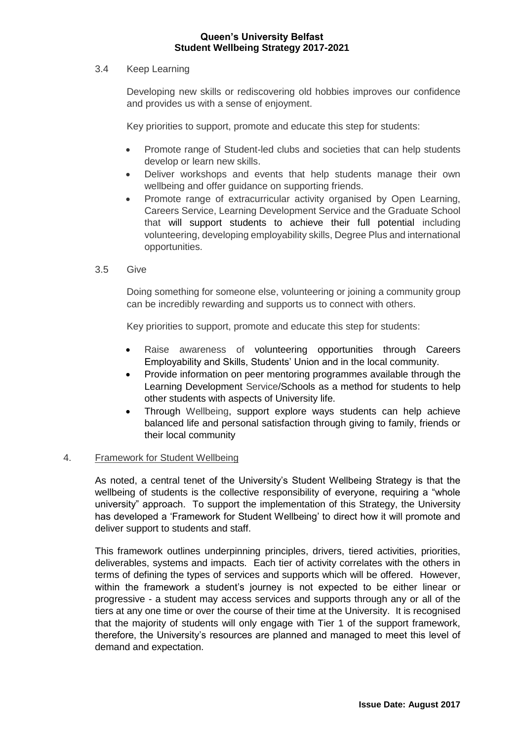### 3.4 Keep Learning

Developing new skills or rediscovering old hobbies improves our confidence and provides us with a sense of enjoyment.

Key priorities to support, promote and educate this step for students:

- Promote range of Student-led clubs and societies that can help students develop or learn new skills.
- Deliver workshops and events that help students manage their own wellbeing and offer guidance on supporting friends.
- Promote range of extracurricular activity organised by Open Learning, Careers Service, Learning Development Service and the Graduate School that will support students to achieve their full potential including volunteering, developing employability skills, Degree Plus and international opportunities.

### 3.5 Give

Doing something for someone else, volunteering or joining a community group can be incredibly rewarding and supports us to connect with others.

Key priorities to support, promote and educate this step for students:

- Raise awareness of volunteering opportunities through Careers Employability and Skills, Students' Union and in the local community.
- Provide information on peer mentoring programmes available through the Learning Development Service/Schools as a method for students to help other students with aspects of University life.
- Through Wellbeing, support explore ways students can help achieve balanced life and personal satisfaction through giving to family, friends or their local community

## 4. Framework for Student Wellbeing

As noted, a central tenet of the University's Student Wellbeing Strategy is that the wellbeing of students is the collective responsibility of everyone, requiring a "whole university" approach. To support the implementation of this Strategy, the University has developed a 'Framework for Student Wellbeing' to direct how it will promote and deliver support to students and staff.

This framework outlines underpinning principles, drivers, tiered activities, priorities, deliverables, systems and impacts. Each tier of activity correlates with the others in terms of defining the types of services and supports which will be offered. However, within the framework a student's journey is not expected to be either linear or progressive - a student may access services and supports through any or all of the tiers at any one time or over the course of their time at the University. It is recognised that the majority of students will only engage with Tier 1 of the support framework, therefore, the University's resources are planned and managed to meet this level of demand and expectation.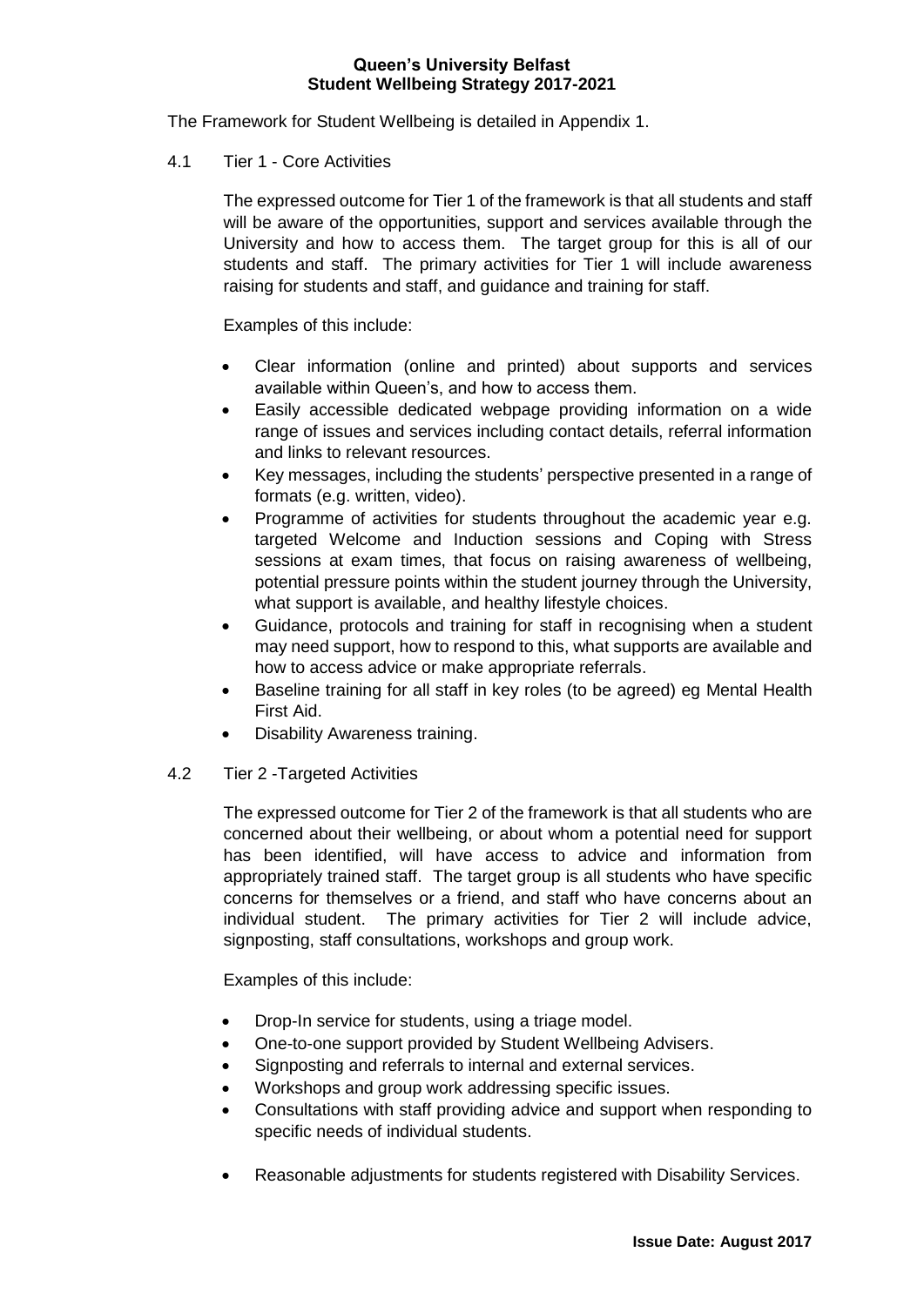The Framework for Student Wellbeing is detailed in Appendix 1.

## 4.1 Tier 1 - Core Activities

The expressed outcome for Tier 1 of the framework is that all students and staff will be aware of the opportunities, support and services available through the University and how to access them. The target group for this is all of our students and staff. The primary activities for Tier 1 will include awareness raising for students and staff, and guidance and training for staff.

Examples of this include:

- Clear information (online and printed) about supports and services available within Queen's, and how to access them.
- Easily accessible dedicated webpage providing information on a wide range of issues and services including contact details, referral information and links to relevant resources.
- Key messages, including the students' perspective presented in a range of formats (e.g. written, video).
- Programme of activities for students throughout the academic year e.g. targeted Welcome and Induction sessions and Coping with Stress sessions at exam times, that focus on raising awareness of wellbeing, potential pressure points within the student journey through the University, what support is available, and healthy lifestyle choices.
- Guidance, protocols and training for staff in recognising when a student may need support, how to respond to this, what supports are available and how to access advice or make appropriate referrals.
- Baseline training for all staff in key roles (to be agreed) eg Mental Health First Aid.
- Disability Awareness training.

## 4.2 Tier 2 -Targeted Activities

The expressed outcome for Tier 2 of the framework is that all students who are concerned about their wellbeing, or about whom a potential need for support has been identified, will have access to advice and information from appropriately trained staff. The target group is all students who have specific concerns for themselves or a friend, and staff who have concerns about an individual student. The primary activities for Tier 2 will include advice, signposting, staff consultations, workshops and group work.

Examples of this include:

- Drop-In service for students, using a triage model.
- One-to-one support provided by Student Wellbeing Advisers.
- Signposting and referrals to internal and external services.
- Workshops and group work addressing specific issues.
- Consultations with staff providing advice and support when responding to specific needs of individual students.
- Reasonable adjustments for students registered with Disability Services.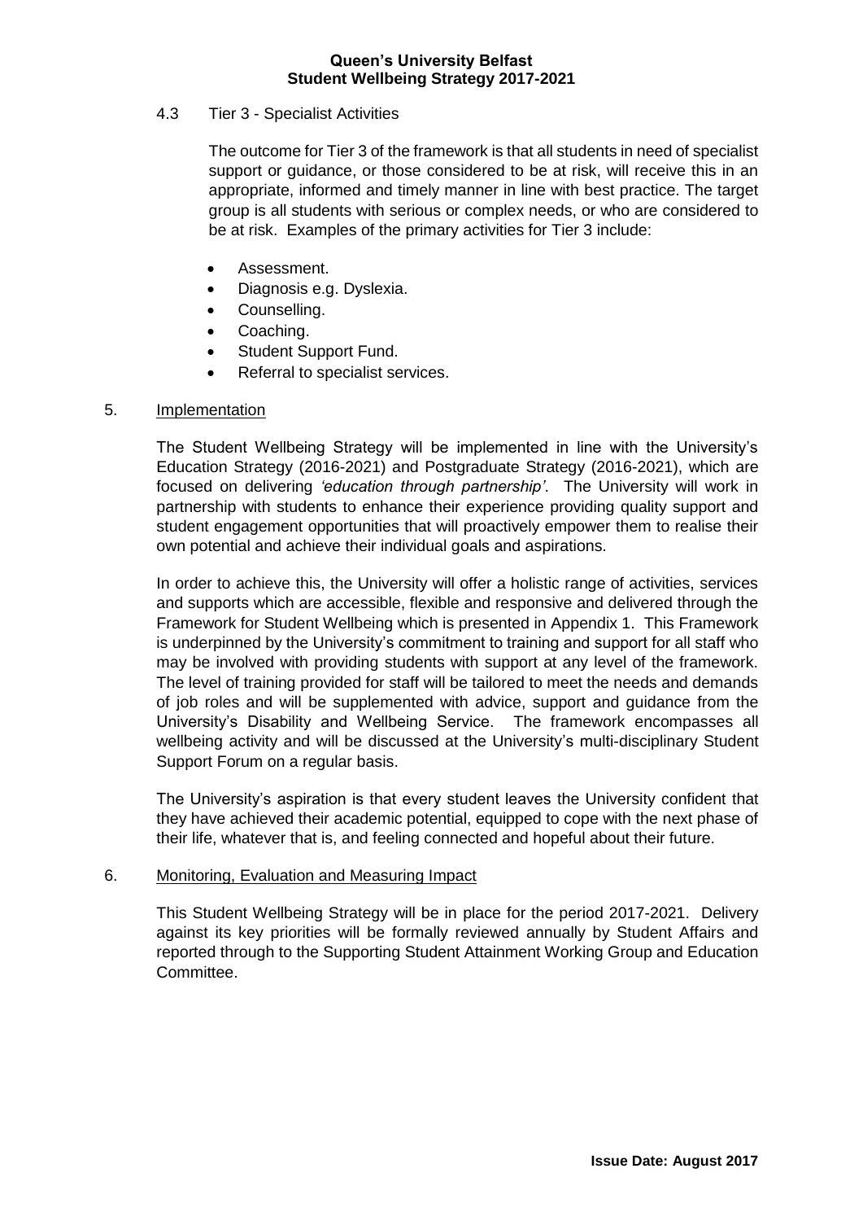### 4.3 Tier 3 - Specialist Activities

The outcome for Tier 3 of the framework is that all students in need of specialist support or guidance, or those considered to be at risk, will receive this in an appropriate, informed and timely manner in line with best practice. The target group is all students with serious or complex needs, or who are considered to be at risk. Examples of the primary activities for Tier 3 include:

- Assessment.
- Diagnosis e.g. Dyslexia.
- Counselling.
- Coaching.
- Student Support Fund.
- Referral to specialist services.

## 5. Implementation

The Student Wellbeing Strategy will be implemented in line with the University's Education Strategy (2016-2021) and Postgraduate Strategy (2016-2021), which are focused on delivering *'education through partnership'*. The University will work in partnership with students to enhance their experience providing quality support and student engagement opportunities that will proactively empower them to realise their own potential and achieve their individual goals and aspirations.

In order to achieve this, the University will offer a holistic range of activities, services and supports which are accessible, flexible and responsive and delivered through the Framework for Student Wellbeing which is presented in Appendix 1. This Framework is underpinned by the University's commitment to training and support for all staff who may be involved with providing students with support at any level of the framework. The level of training provided for staff will be tailored to meet the needs and demands of job roles and will be supplemented with advice, support and guidance from the University's Disability and Wellbeing Service. The framework encompasses all wellbeing activity and will be discussed at the University's multi-disciplinary Student Support Forum on a regular basis.

The University's aspiration is that every student leaves the University confident that they have achieved their academic potential, equipped to cope with the next phase of their life, whatever that is, and feeling connected and hopeful about their future.

## 6. Monitoring, Evaluation and Measuring Impact

This Student Wellbeing Strategy will be in place for the period 2017-2021. Delivery against its key priorities will be formally reviewed annually by Student Affairs and reported through to the Supporting Student Attainment Working Group and Education Committee.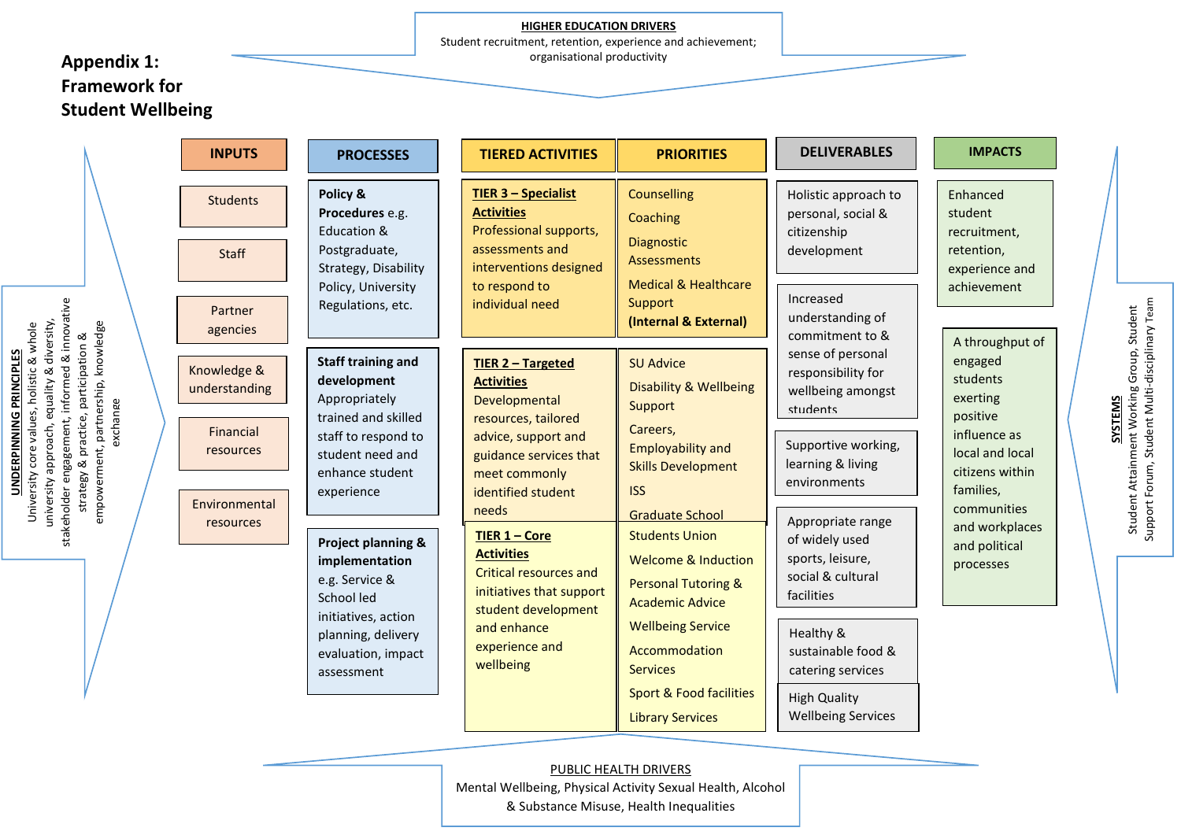# Appendix 1: Framework for Student Wellbeing

**HIGHER EDUCATION DRIVERS**
Student recruitment, retention, experience and achievement; organisational productivity

**UNDERPINNING PRINCIPLES**
University core values, holistic & whole university approach, equality & diversity, stakeholder engagement, informed & innovative strategy & practice, participation & empowerment, partnership, knowledge exchange

**INPUTS**

- Students
- Staff
- Partner agencies
- Knowledge & understanding
- Financial resources
- Environmental resources

**PROCESSES**

- **Policy & Procedures** e.g. Education & Postgraduate, Strategy, Disability Policy, University Regulations, etc.
- **Staff training and development** Appropriately trained and skilled staff to respond to student need and enhance student experience
- **Project planning & implementation** e.g. Service & School led initiatives, action planning, delivery evaluation, impact assessment

| TIERED ACTIVITIES | PRIORITIES |
|---|---|
| **TIER 3 – Specialist Activities** Professional supports, assessments and interventions designed to respond to individual need | Counselling; Coaching; Diagnostic Assessments; Medical & Healthcare Support **(Internal & External)** |
| **TIER 2 – Targeted Activities** Developmental resources, tailored advice, support and guidance services that meet commonly identified student needs | SU Advice; Disability & Wellbeing Support; Careers, Employability and Skills Development; ISS; Graduate School |
| **TIER 1 – Core Activities** Critical resources and initiatives that support student development and enhance experience and wellbeing | Students Union; Welcome & Induction; Personal Tutoring & Academic Advice; Wellbeing Service; Accommodation Services; Sport & Food facilities; Library Services |

**DELIVERABLES**

- Holistic approach to personal, social & citizenship development
- Increased understanding of commitment to & sense of personal responsibility for wellbeing amongst students
- Supportive working, learning & living environments
- Appropriate range of widely used sports, leisure, social & cultural facilities
- Healthy & sustainable food & catering services
- High Quality Wellbeing Services

**IMPACTS**

- Enhanced student recruitment, retention, experience and achievement
- A throughput of engaged students exerting positive influence as local and local citizens within families, communities and workplaces and political processes

**SYSTEMS**
Student Attainment Working Group, Student Support Forum, Student Multi-disciplinary Team

**PUBLIC HEALTH DRIVERS**
Mental Wellbeing, Physical Activity Sexual Health, Alcohol & Substance Misuse, Health Inequalities